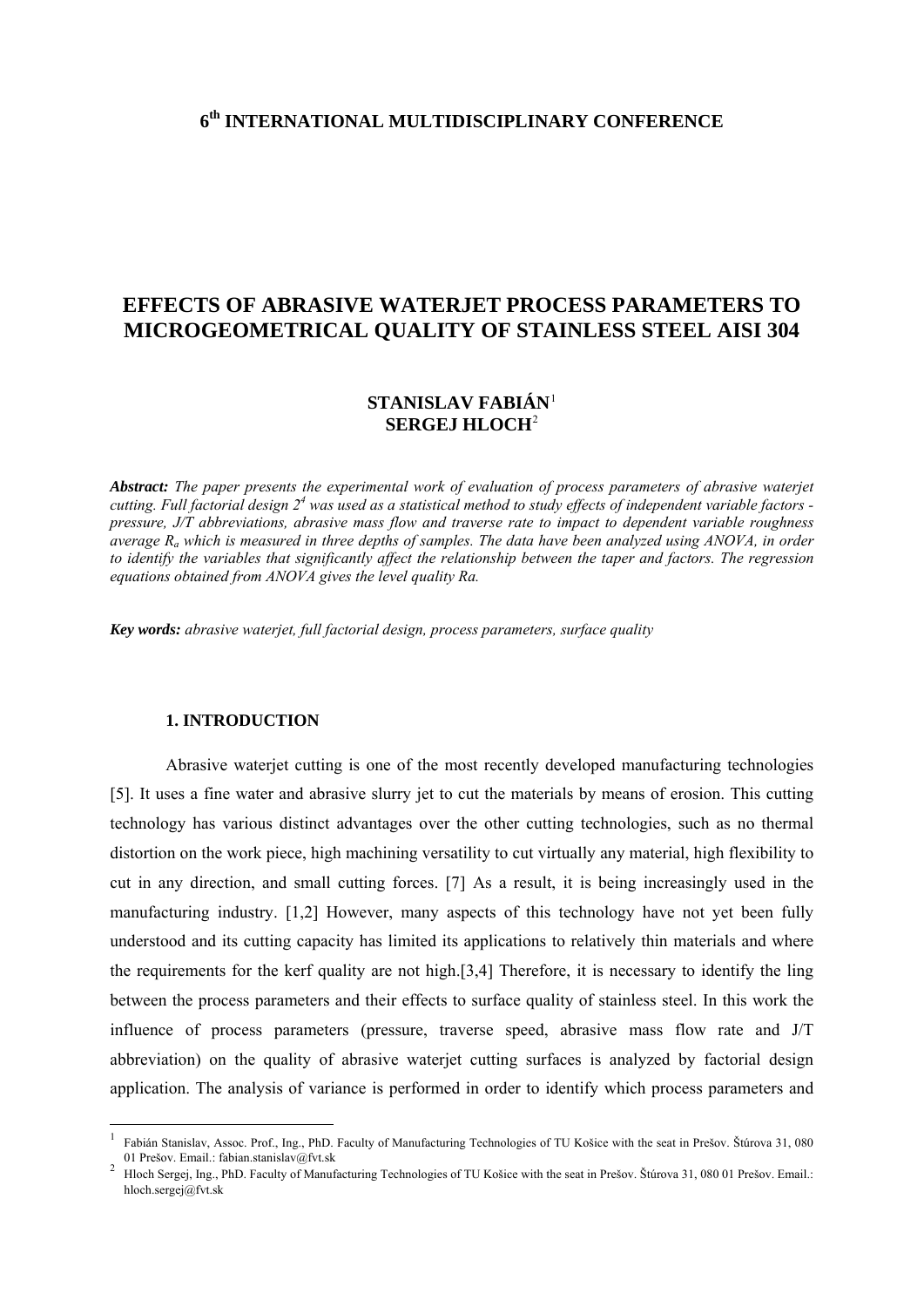**6th INTERNATIONAL MULTIDISCIPLINARY CONFERENCE**

# EFFECTS OF ABRASIVE WATERJET PROCESS PARAMETERS TO MICROGEOMETRICAL QUALITY OF STAINLESS STEEL AISI 304

**STANISLAV FABIÁN**[1]
**SERGEJ HLOCH**[2]

***Abstract:*** *The paper presents the experimental work of evaluation of process parameters of abrasive waterjet cutting. Full factorial design $2^4$ was used as a statistical method to study effects of independent variable factors - pressure, J/T abbreviations, abrasive mass flow and traverse rate to impact to dependent variable roughness average $R_a$ which is measured in three depths of samples. The data have been analyzed using ANOVA, in order to identify the variables that significantly affect the relationship between the taper and factors. The regression equations obtained from ANOVA gives the level quality Ra.*

***Key words:*** *abrasive waterjet, full factorial design, process parameters, surface quality*

## 1. INTRODUCTION

Abrasive waterjet cutting is one of the most recently developed manufacturing technologies [5]. It uses a fine water and abrasive slurry jet to cut the materials by means of erosion. This cutting technology has various distinct advantages over the other cutting technologies, such as no thermal distortion on the work piece, high machining versatility to cut virtually any material, high flexibility to cut in any direction, and small cutting forces. [7] As a result, it is being increasingly used in the manufacturing industry. [1,2] However, many aspects of this technology have not yet been fully understood and its cutting capacity has limited its applications to relatively thin materials and where the requirements for the kerf quality are not high.[3,4] Therefore, it is necessary to identify the ling between the process parameters and their effects to surface quality of stainless steel. In this work the influence of process parameters (pressure, traverse speed, abrasive mass flow rate and J/T abbreviation) on the quality of abrasive waterjet cutting surfaces is analyzed by factorial design application. The analysis of variance is performed in order to identify which process parameters and

---

[1] Fabián Stanislav, Assoc. Prof., Ing., PhD. Faculty of Manufacturing Technologies of TU Košice with the seat in Prešov. Štúrova 31, 080 01 Prešov. Email.: fabian.stanislav@fvt.sk

[2] Hloch Sergej, Ing., PhD. Faculty of Manufacturing Technologies of TU Košice with the seat in Prešov. Štúrova 31, 080 01 Prešov. Email.: hloch.sergej@fvt.sk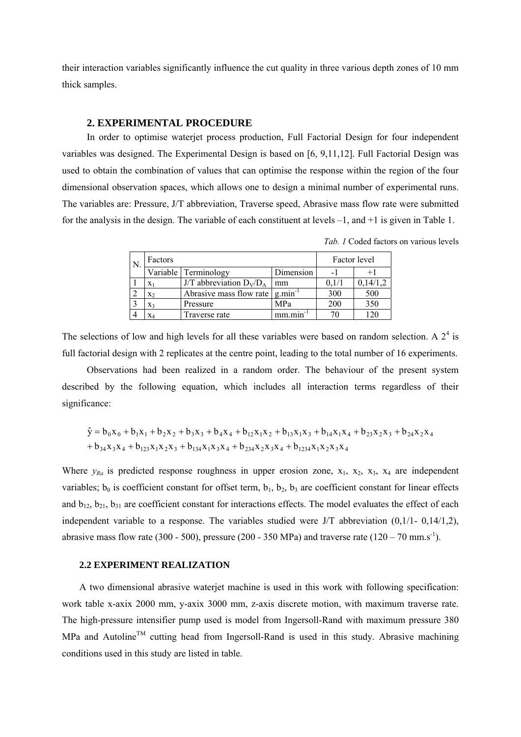their interaction variables significantly influence the cut quality in three various depth zones of 10 mm thick samples.

## 2. EXPERIMENTAL PROCEDURE

In order to optimise waterjet process production, Full Factorial Design for four independent variables was designed. The Experimental Design is based on [6, 9,11,12]. Full Factorial Design was used to obtain the combination of values that can optimise the response within the region of the four dimensional observation spaces, which allows one to design a minimal number of experimental runs. The variables are: Pressure, J/T abbreviation, Traverse speed, Abrasive mass flow rate were submitted for the analysis in the design. The variable of each constituent at levels –1, and +1 is given in Table 1.

*Tab. 1* Coded factors on various levels

| N. | Factors | | | Factor level | |
|---|---|---|---|---|---|
| | Variable | Terminology | Dimension | -1 | +1 |
| 1 | $x_1$ | J/T abbreviation $D_V/D_A$ | mm | 0,1/1 | 0,14/1,2 |
| 2 | $x_2$ | Abrasive mass flow rate | $g.min^{-1}$ | 300 | 500 |
| 3 | $x_3$ | Pressure | MPa | 200 | 350 |
| 4 | $x_4$ | Traverse rate | $mm.min^{-1}$ | 70 | 120 |

The selections of low and high levels for all these variables were based on random selection. A $2^4$ is full factorial design with 2 replicates at the centre point, leading to the total number of 16 experiments.

Observations had been realized in a random order. The behaviour of the present system described by the following equation, which includes all interaction terms regardless of their significance:

$$\hat{y} = b_0x_0 + b_1x_1 + b_2x_2 + b_3x_3 + b_4x_4 + b_{12}x_1x_2 + b_{13}x_1x_3 + b_{14}x_1x_4 + b_{23}x_2x_3 + b_{24}x_2x_4 \\ + b_{34}x_3x_4 + b_{123}x_1x_2x_3 + b_{134}x_1x_3x_4 + b_{234}x_2x_3x_4 + b_{1234}x_1x_2x_3x_4$$

Where $y_{Ra}$ is predicted response roughness in upper erosion zone, $x_1$, $x_2$, $x_3$, $x_4$ are independent variables; $b_0$ is coefficient constant for offset term, $b_1$, $b_2$, $b_3$ are coefficient constant for linear effects and $b_{12}$, $b_{21}$, $b_{31}$ are coefficient constant for interactions effects. The model evaluates the effect of each independent variable to a response. The variables studied were J/T abbreviation (0,1/1- 0,14/1,2), abrasive mass flow rate (300 - 500), pressure (200 - 350 MPa) and traverse rate (120 – 70 $mm.s^{-1}$).

### 2.2 EXPERIMENT REALIZATION

A two dimensional abrasive waterjet machine is used in this work with following specification: work table x-axix 2000 mm, y-axix 3000 mm, z-axis discrete motion, with maximum traverse rate. The high-pressure intensifier pump used is model from Ingersoll-Rand with maximum pressure 380 MPa and Autoline™ cutting head from Ingersoll-Rand is used in this study. Abrasive machining conditions used in this study are listed in table.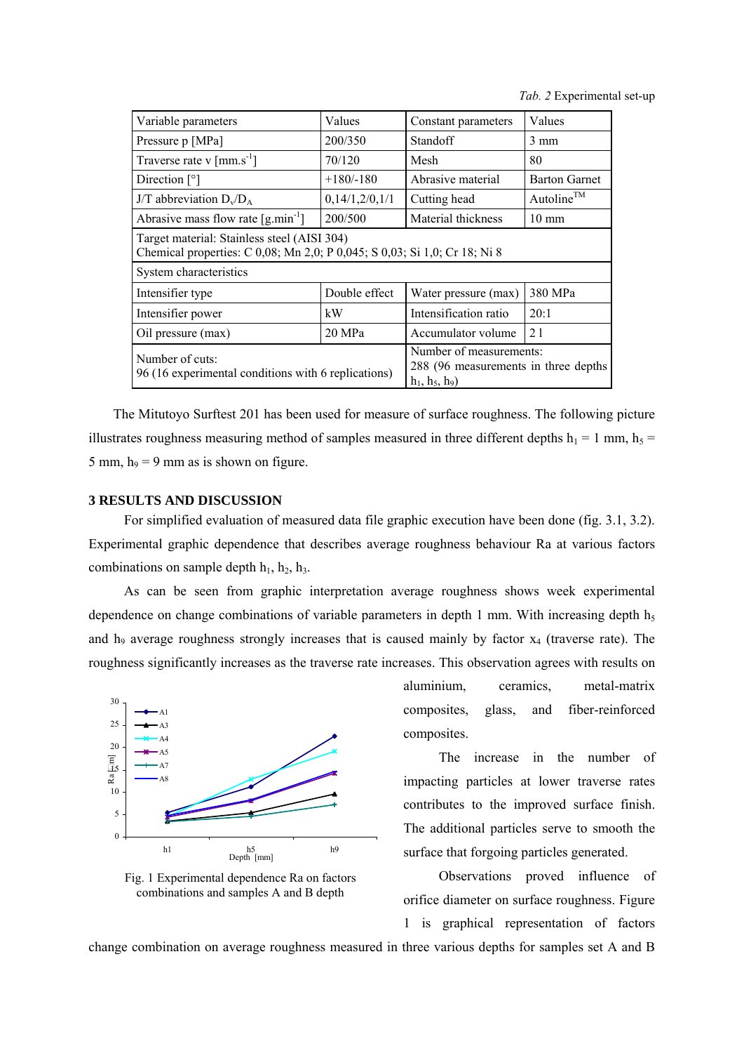*Tab. 2* Experimental set-up

| Variable parameters | Values | Constant parameters | Values |
|---|---|---|---|
| Pressure p [MPa] | 200/350 | Standoff | 3 mm |
| Traverse rate v [mm.s$^{-1}$] | 70/120 | Mesh | 80 |
| Direction [°] | +180/-180 | Abrasive material | Barton Garnet |
| J/T abbreviation $D_v/D_A$ | 0,14/1,2/0,1/1 | Cutting head | Autoline™ |
| Abrasive mass flow rate [g.min$^{-1}$] | 200/500 | Material thickness | 10 mm |
| Target material: Stainless steel (AISI 304) Chemical properties: C 0,08; Mn 2,0; P 0,045; S 0,03; Si 1,0; Cr 18; Ni 8 | | | |
| System characteristics | | | |
| Intensifier type | Double effect | Water pressure (max) | 380 MPa |
| Intensifier power | kW | Intensification ratio | 20:1 |
| Oil pressure (max) | 20 MPa | Accumulator volume | 2 l |
| Number of cuts: 96 (16 experimental conditions with 6 replications) | | Number of measurements: 288 (96 measurements in three depths $h_1$, $h_5$, $h_9$) | |

The Mitutoyo Surftest 201 has been used for measure of surface roughness. The following picture illustrates roughness measuring method of samples measured in three different depths $h_1$ = 1 mm, $h_5$ = 5 mm, $h_9$ = 9 mm as is shown on figure.

## 3 RESULTS AND DISCUSSION

For simplified evaluation of measured data file graphic execution have been done (fig. 3.1, 3.2). Experimental graphic dependence that describes average roughness behaviour Ra at various factors combinations on sample depth $h_1$, $h_2$, $h_3$.

As can be seen from graphic interpretation average roughness shows week experimental dependence on change combinations of variable parameters in depth 1 mm. With increasing depth $h_5$ and $h_9$ average roughness strongly increases that is caused mainly by factor $x_4$ (traverse rate). The roughness significantly increases as the traverse rate increases. This observation agrees with results on aluminium, ceramics, metal-matrix composites, glass, and fiber-reinforced composites.

The increase in the number of impacting particles at lower traverse rates contributes to the improved surface finish. The additional particles serve to smooth the surface that forgoing particles generated.

Fig. 1 Experimental dependence Ra on factors combinations and samples A and B depth

Observations proved influence of orifice diameter on surface roughness. Figure 1 is graphical representation of factors change combination on average roughness measured in three various depths for samples set A and B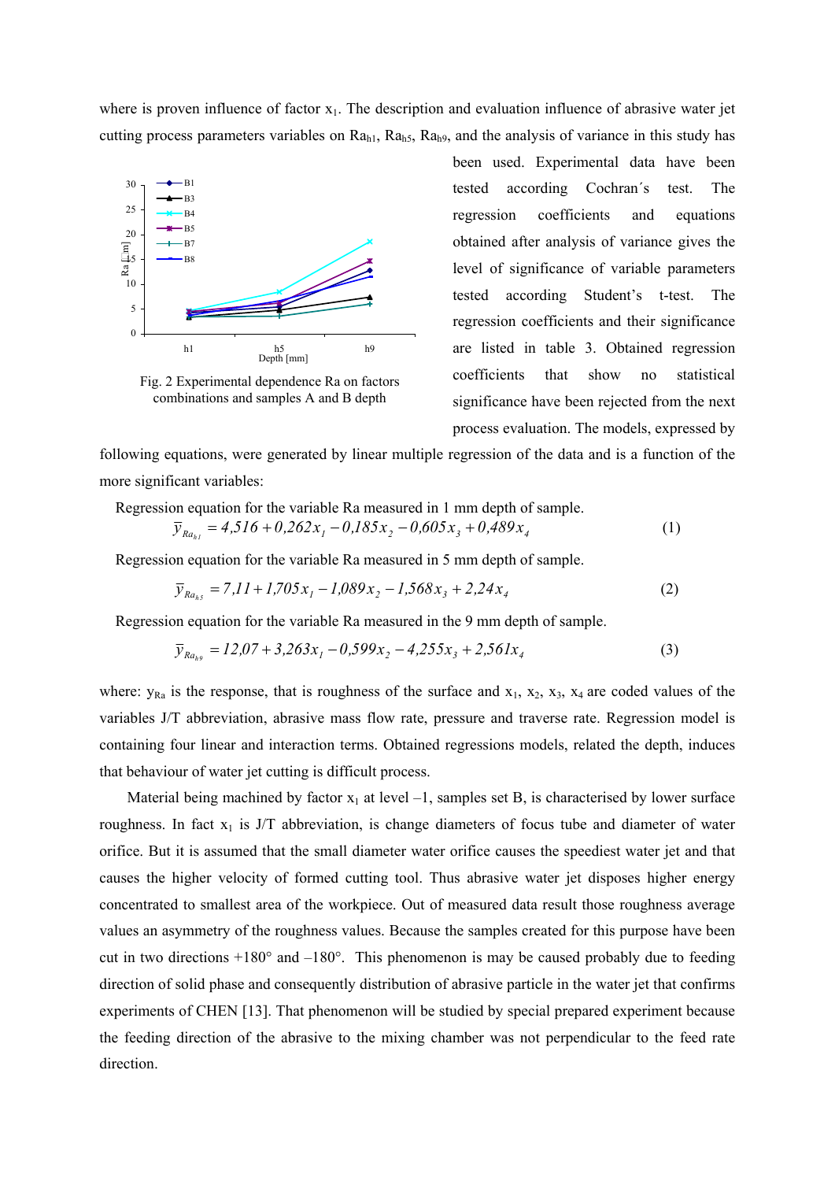where is proven influence of factor $x_1$. The description and evaluation influence of abrasive water jet cutting process parameters variables on $Ra_{h1}$, $Ra_{h5}$, $Ra_{h9}$, and the analysis of variance in this study has been used. Experimental data have been tested according Cochran´s test. The regression coefficients and equations obtained after analysis of variance gives the level of significance of variable parameters tested according Student's t-test. The regression coefficients and their significance are listed in table 3. Obtained regression coefficients that show no statistical significance have been rejected from the next process evaluation. The models, expressed by following equations, were generated by linear multiple regression of the data and is a function of the more significant variables:

Fig. 2 Experimental dependence Ra on factors combinations and samples A and B depth

Regression equation for the variable Ra measured in 1 mm depth of sample.

$$\bar{y}_{Ra_{h1}} = 4{,}516 + 0{,}262x_1 - 0{,}185x_2 - 0{,}605x_3 + 0{,}489x_4 \tag{1}$$

Regression equation for the variable Ra measured in 5 mm depth of sample.

$$\bar{y}_{Ra_{h5}} = 7{,}11 + 1{,}705x_1 - 1{,}089x_2 - 1{,}568x_3 + 2{,}24x_4 \tag{2}$$

Regression equation for the variable Ra measured in the 9 mm depth of sample.

$$\bar{y}_{Ra_{h9}} = 12{,}07 + 3{,}263x_1 - 0{,}599x_2 - 4{,}255x_3 + 2{,}561x_4 \tag{3}$$

where: $y_{Ra}$ is the response, that is roughness of the surface and $x_1$, $x_2$, $x_3$, $x_4$ are coded values of the variables J/T abbreviation, abrasive mass flow rate, pressure and traverse rate. Regression model is containing four linear and interaction terms. Obtained regressions models, related the depth, induces that behaviour of water jet cutting is difficult process.

Material being machined by factor $x_1$ at level –1, samples set B, is characterised by lower surface roughness. In fact $x_1$ is J/T abbreviation, is change diameters of focus tube and diameter of water orifice. But it is assumed that the small diameter water orifice causes the speediest water jet and that causes the higher velocity of formed cutting tool. Thus abrasive water jet disposes higher energy concentrated to smallest area of the workpiece. Out of measured data result those roughness average values an asymmetry of the roughness values. Because the samples created for this purpose have been cut in two directions +180° and –180°. This phenomenon is may be caused probably due to feeding direction of solid phase and consequently distribution of abrasive particle in the water jet that confirms experiments of CHEN [13]. That phenomenon will be studied by special prepared experiment because the feeding direction of the abrasive to the mixing chamber was not perpendicular to the feed rate direction.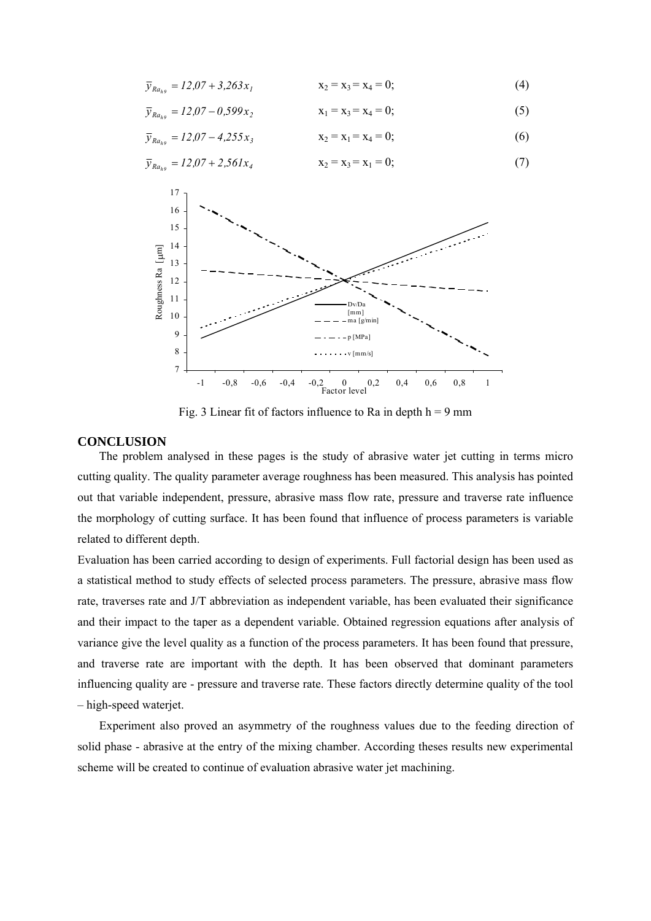$$\bar{y}_{Ra_{h9}} = 12{,}07 + 3{,}263x_1 \qquad x_2 = x_3 = x_4 = 0; \qquad (4)$$

$$\bar{y}_{Ra_{h9}} = 12{,}07 - 0{,}599x_2 \qquad x_1 = x_3 = x_4 = 0; \qquad (5)$$

$$\bar{y}_{Ra_{h9}} = 12{,}07 - 4{,}255x_3 \qquad x_2 = x_1 = x_4 = 0; \qquad (6)$$

$$\bar{y}_{Ra_{h9}} = 12{,}07 + 2{,}561x_4 \qquad x_2 = x_3 = x_1 = 0; \qquad (7)$$

Fig. 3 Linear fit of factors influence to Ra in depth h = 9 mm

## CONCLUSION

The problem analysed in these pages is the study of abrasive water jet cutting in terms micro cutting quality. The quality parameter average roughness has been measured. This analysis has pointed out that variable independent, pressure, abrasive mass flow rate, pressure and traverse rate influence the morphology of cutting surface. It has been found that influence of process parameters is variable related to different depth.

Evaluation has been carried according to design of experiments. Full factorial design has been used as a statistical method to study effects of selected process parameters. The pressure, abrasive mass flow rate, traverses rate and J/T abbreviation as independent variable, has been evaluated their significance and their impact to the taper as a dependent variable. Obtained regression equations after analysis of variance give the level quality as a function of the process parameters. It has been found that pressure, and traverse rate are important with the depth. It has been observed that dominant parameters influencing quality are - pressure and traverse rate. These factors directly determine quality of the tool – high-speed waterjet.

Experiment also proved an asymmetry of the roughness values due to the feeding direction of solid phase - abrasive at the entry of the mixing chamber. According theses results new experimental scheme will be created to continue of evaluation abrasive water jet machining.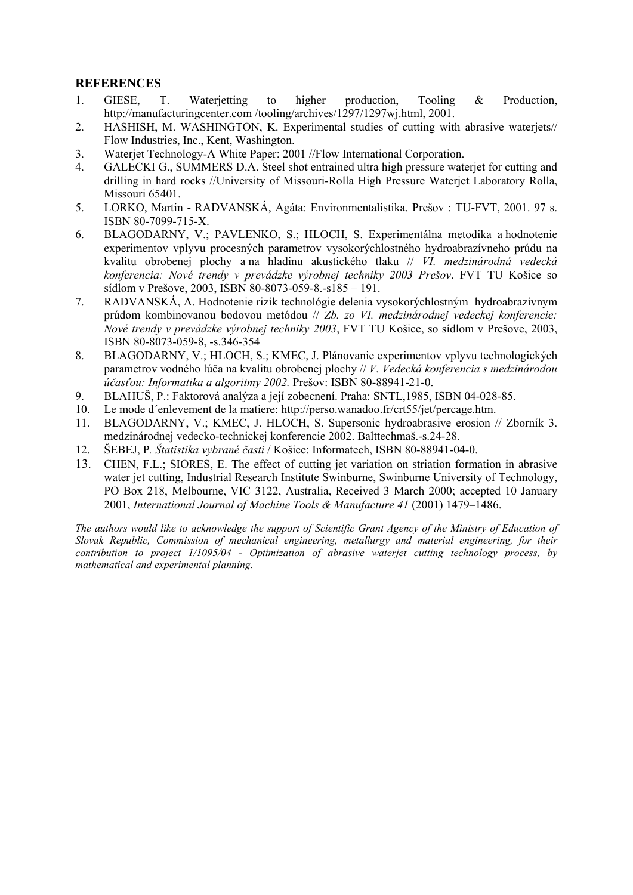## REFERENCES

1. GIESE, T. Waterjetting to higher production, Tooling & Production, http://manufacturingcenter.com /tooling/archives/1297/1297wj.html, 2001.
2. HASHISH, M. WASHINGTON, K. Experimental studies of cutting with abrasive waterjets// Flow Industries, Inc., Kent, Washington.
3. Waterjet Technology-A White Paper: 2001 //Flow International Corporation.
4. GALECKI G., SUMMERS D.A. Steel shot entrained ultra high pressure waterjet for cutting and drilling in hard rocks //University of Missouri-Rolla High Pressure Waterjet Laboratory Rolla, Missouri 65401.
5. LORKO, Martin - RADVANSKÁ, Agáta: Environmentalistika. Prešov : TU-FVT, 2001. 97 s. ISBN 80-7099-715-X.
6. BLAGODARNY, V.; PAVLENKO, S.; HLOCH, S. Experimentálna metodika a hodnotenie experimentov vplyvu procesných parametrov vysokorýchlostného hydroabrazívneho prúdu na kvalitu obrobenej plochy a na hladinu akustického tlaku // *VI. medzinárodná vedecká konferencia: Nové trendy v prevádzke výrobnej techniky 2003 Prešov*. FVT TU Košice so sídlom v Prešove, 2003, ISBN 80-8073-059-8.-s185 – 191.
7. RADVANSKÁ, A. Hodnotenie rizík technológie delenia vysokorýchlostným hydroabrazívnym prúdom kombinovanou bodovou metódou // *Zb. zo VI. medzinárodnej vedeckej konferencie: Nové trendy v prevádzke výrobnej techniky 2003*, FVT TU Košice, so sídlom v Prešove, 2003, ISBN 80-8073-059-8, -s.346-354
8. BLAGODARNY, V.; HLOCH, S.; KMEC, J. Plánovanie experimentov vplyvu technologických parametrov vodného lúča na kvalitu obrobenej plochy // *V. Vedecká konferencia s medzinárodou účasťou: Informatika a algoritmy 2002.* Prešov: ISBN 80-88941-21-0.
9. BLAHUŠ, P.: Faktorová analýza a její zobecnení. Praha: SNTL,1985, ISBN 04-028-85.
10. Le mode d´enlevement de la matiere: http://perso.wanadoo.fr/crt55/jet/percage.htm.
11. BLAGODARNY, V.; KMEC, J. HLOCH, S. Supersonic hydroabrasive erosion // Zborník 3. medzinárodnej vedecko-technickej konferencie 2002. Balttechmaš.-s.24-28.
12. ŠEBEJ, P. *Štatistika vybrané časti* / Košice: Informatech, ISBN 80-88941-04-0.
13. CHEN, F.L.; SIORES, E. The effect of cutting jet variation on striation formation in abrasive water jet cutting, Industrial Research Institute Swinburne, Swinburne University of Technology, PO Box 218, Melbourne, VIC 3122, Australia, Received 3 March 2000; accepted 10 January 2001, *International Journal of Machine Tools & Manufacture 41* (2001) 1479–1486.

*The authors would like to acknowledge the support of Scientific Grant Agency of the Ministry of Education of Slovak Republic, Commission of mechanical engineering, metallurgy and material engineering, for their contribution to project 1/1095/04 - Optimization of abrasive waterjet cutting technology process, by mathematical and experimental planning.*